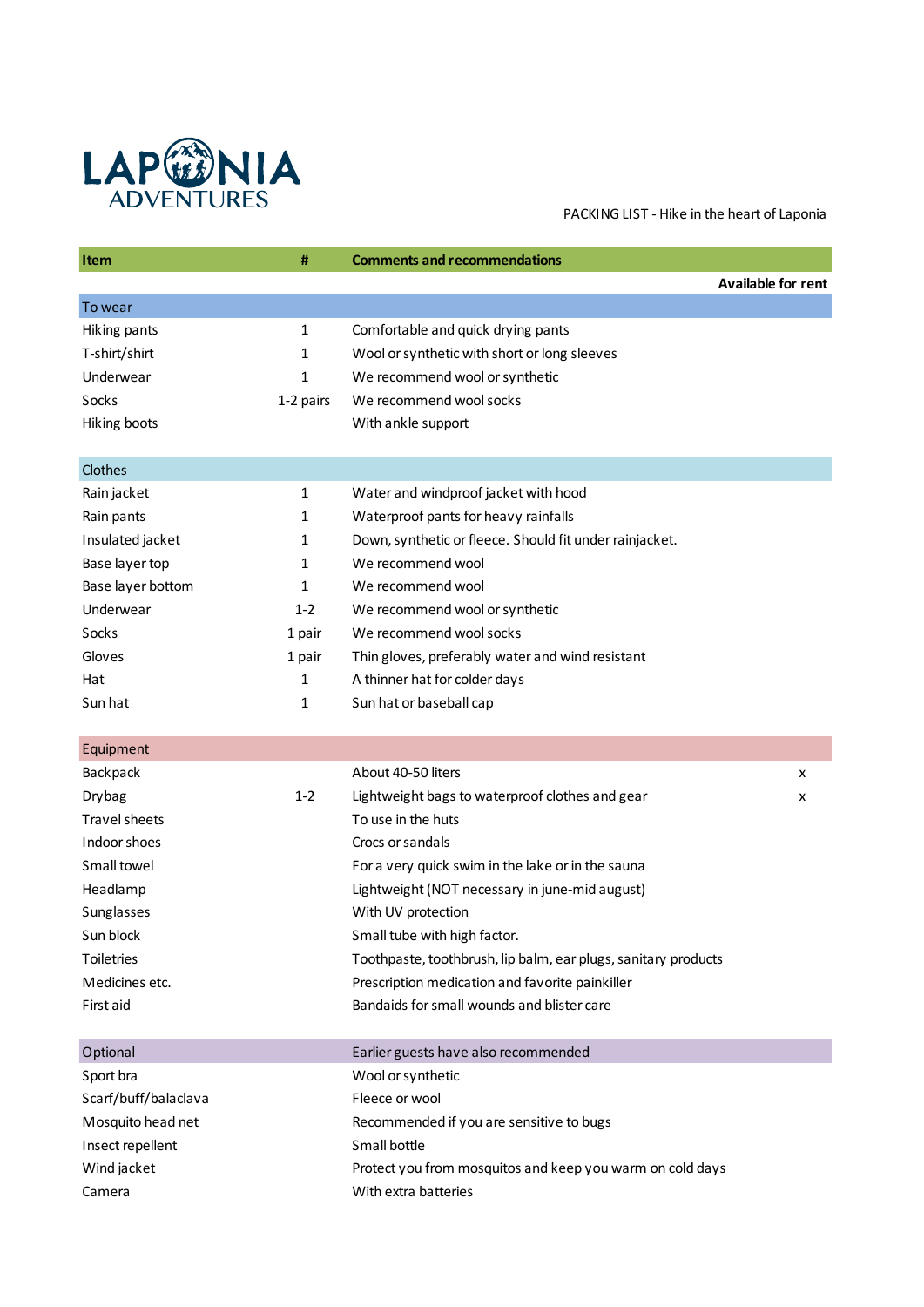LAPONIA ADVENTURES

PACKING LIST - Hike in the heart of Laponia

| Item | # | Comments and recommendations | Available for rent |
|---|---|---|---|
| **To wear** | | | |
| Hiking pants | 1 | Comfortable and quick drying pants | |
| T-shirt/shirt | 1 | Wool or synthetic with short or long sleeves | |
| Underwear | 1 | We recommend wool or synthetic | |
| Socks | 1-2 pairs | We recommend wool socks | |
| Hiking boots | | With ankle support | |
| **Clothes** | | | |
| Rain jacket | 1 | Water and windproof jacket with hood | |
| Rain pants | 1 | Waterproof pants for heavy rainfalls | |
| Insulated jacket | 1 | Down, synthetic or fleece. Should fit under rainjacket. | |
| Base layer top | 1 | We recommend wool | |
| Base layer bottom | 1 | We recommend wool | |
| Underwear | 1-2 | We recommend wool or synthetic | |
| Socks | 1 pair | We recommend wool socks | |
| Gloves | 1 pair | Thin gloves, preferably water and wind resistant | |
| Hat | 1 | A thinner hat for colder days | |
| Sun hat | 1 | Sun hat or baseball cap | |
| **Equipment** | | | |
| Backpack | | About 40-50 liters | x |
| Drybag | 1-2 | Lightweight bags to waterproof clothes and gear | x |
| Travel sheets | | To use in the huts | |
| Indoor shoes | | Crocs or sandals | |
| Small towel | | For a very quick swim in the lake or in the sauna | |
| Headlamp | | Lightweight (NOT necessary in june-mid august) | |
| Sunglasses | | With UV protection | |
| Sun block | | Small tube with high factor. | |
| Toiletries | | Toothpaste, toothbrush, lip balm, ear plugs, sanitary products | |
| Medicines etc. | | Prescription medication and favorite painkiller | |
| First aid | | Bandaids for small wounds and blister care | |
| **Optional** | | **Earlier guests have also recommended** | |
| Sport bra | | Wool or synthetic | |
| Scarf/buff/balaclava | | Fleece or wool | |
| Mosquito head net | | Recommended if you are sensitive to bugs | |
| Insect repellent | | Small bottle | |
| Wind jacket | | Protect you from mosquitos and keep you warm on cold days | |
| Camera | | With extra batteries | |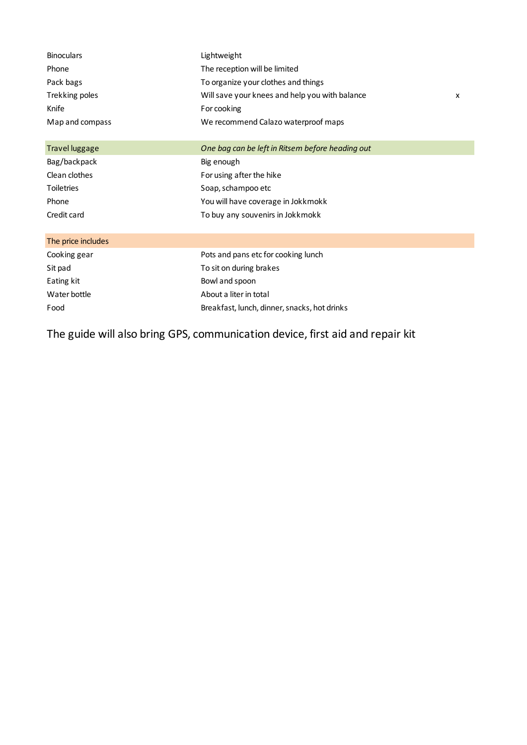| | | |
|---|---|---|
| Binoculars | Lightweight | |
| Phone | The reception will be limited | |
| Pack bags | To organize your clothes and things | |
| Trekking poles | Will save your knees and help you with balance | x |
| Knife | For cooking | |
| Map and compass | We recommend Calazo waterproof maps | |

| Travel luggage | *One bag can be left in Ritsem before heading out* |
|---|---|
| Bag/backpack | Big enough |
| Clean clothes | For using after the hike |
| Toiletries | Soap, schampoo etc |
| Phone | You will have coverage in Jokkmokk |
| Credit card | To buy any souvenirs in Jokkmokk |

| The price includes | |
|---|---|
| Cooking gear | Pots and pans etc for cooking lunch |
| Sit pad | To sit on during brakes |
| Eating kit | Bowl and spoon |
| Water bottle | About a liter in total |
| Food | Breakfast, lunch, dinner, snacks, hot drinks |

The guide will also bring GPS, communication device, first aid and repair kit